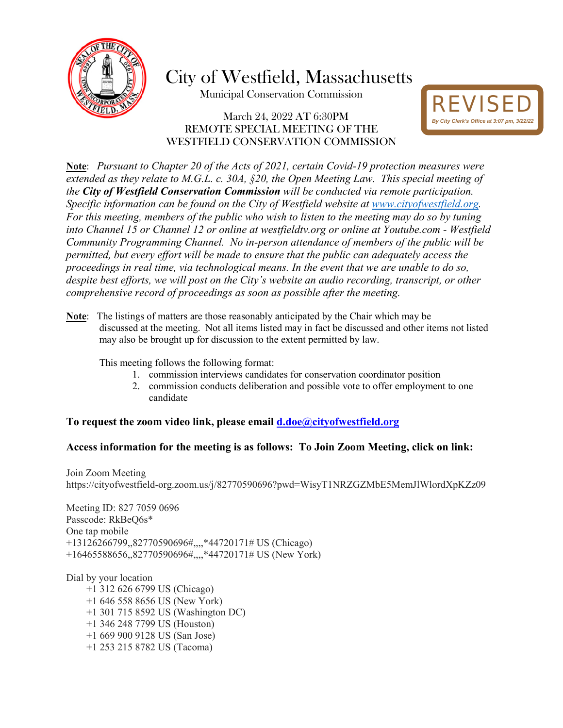# City of Westfield, Massachusetts

Municipal Conservation Commission

REVISED
By City Clerk's Office at 3:07 pm, 3/22/22

March 24, 2022 AT 6:30PM
REMOTE SPECIAL MEETING OF THE
WESTFIELD CONSERVATION COMMISSION

**Note**: *Pursuant to Chapter 20 of the Acts of 2021, certain Covid-19 protection measures were extended as they relate to M.G.L. c. 30A, §20, the Open Meeting Law. This special meeting of the **City of Westfield Conservation Commission** will be conducted via remote participation. Specific information can be found on the City of Westfield website at [www.cityofwestfield.org](www.cityofwestfield.org). For this meeting, members of the public who wish to listen to the meeting may do so by tuning into Channel 15 or Channel 12 or online at westfieldtv.org or online at Youtube.com - Westfield Community Programming Channel. No in-person attendance of members of the public will be permitted, but every effort will be made to ensure that the public can adequately access the proceedings in real time, via technological means. In the event that we are unable to do so, despite best efforts, we will post on the City's website an audio recording, transcript, or other comprehensive record of proceedings as soon as possible after the meeting.*

**Note**: The listings of matters are those reasonably anticipated by the Chair which may be discussed at the meeting. Not all items listed may in fact be discussed and other items not listed may also be brought up for discussion to the extent permitted by law.

This meeting follows the following format:

1. commission interviews candidates for conservation coordinator position
2. commission conducts deliberation and possible vote to offer employment to one candidate

**To request the zoom video link, please email [d.doe@cityofwestfield.org](mailto:d.doe@cityofwestfield.org)**

**Access information for the meeting is as follows: To Join Zoom Meeting, click on link:**

Join Zoom Meeting
https://cityofwestfield-org.zoom.us/j/82770590696?pwd=WisyT1NRZGZMbE5MemJlWlordXpKZz09

Meeting ID: 827 7059 0696
Passcode: RkBeQ6s*
One tap mobile
+13126266799,,82770590696#,,,,*44720171# US (Chicago)
+16465588656,,82770590696#,,,,*44720171# US (New York)

Dial by your location
- +1 312 626 6799 US (Chicago)
- +1 646 558 8656 US (New York)
- +1 301 715 8592 US (Washington DC)
- +1 346 248 7799 US (Houston)
- +1 669 900 9128 US (San Jose)
- +1 253 215 8782 US (Tacoma)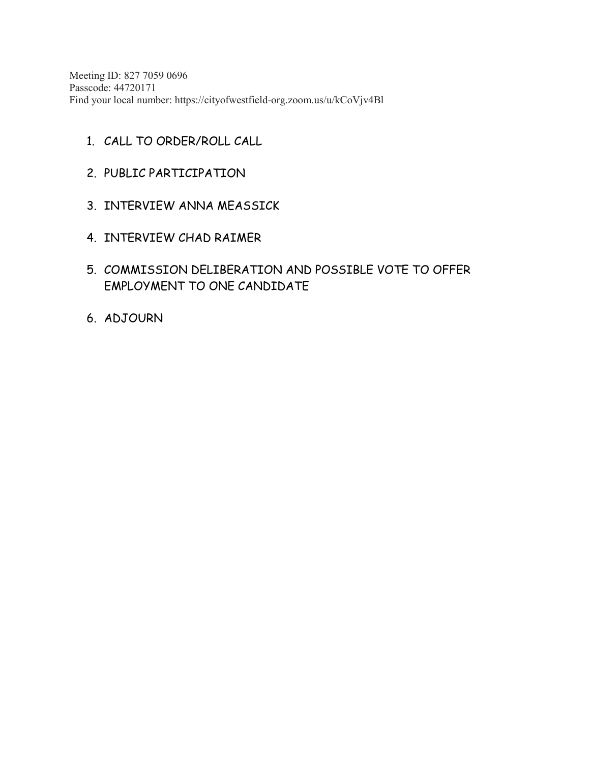Meeting ID: 827 7059 0696
Passcode: 44720171
Find your local number: https://cityofwestfield-org.zoom.us/u/kCoVjv4Bl

1. CALL TO ORDER/ROLL CALL
2. PUBLIC PARTICIPATION
3. INTERVIEW ANNA MEASSICK
4. INTERVIEW CHAD RAIMER
5. COMMISSION DELIBERATION AND POSSIBLE VOTE TO OFFER EMPLOYMENT TO ONE CANDIDATE
6. ADJOURN